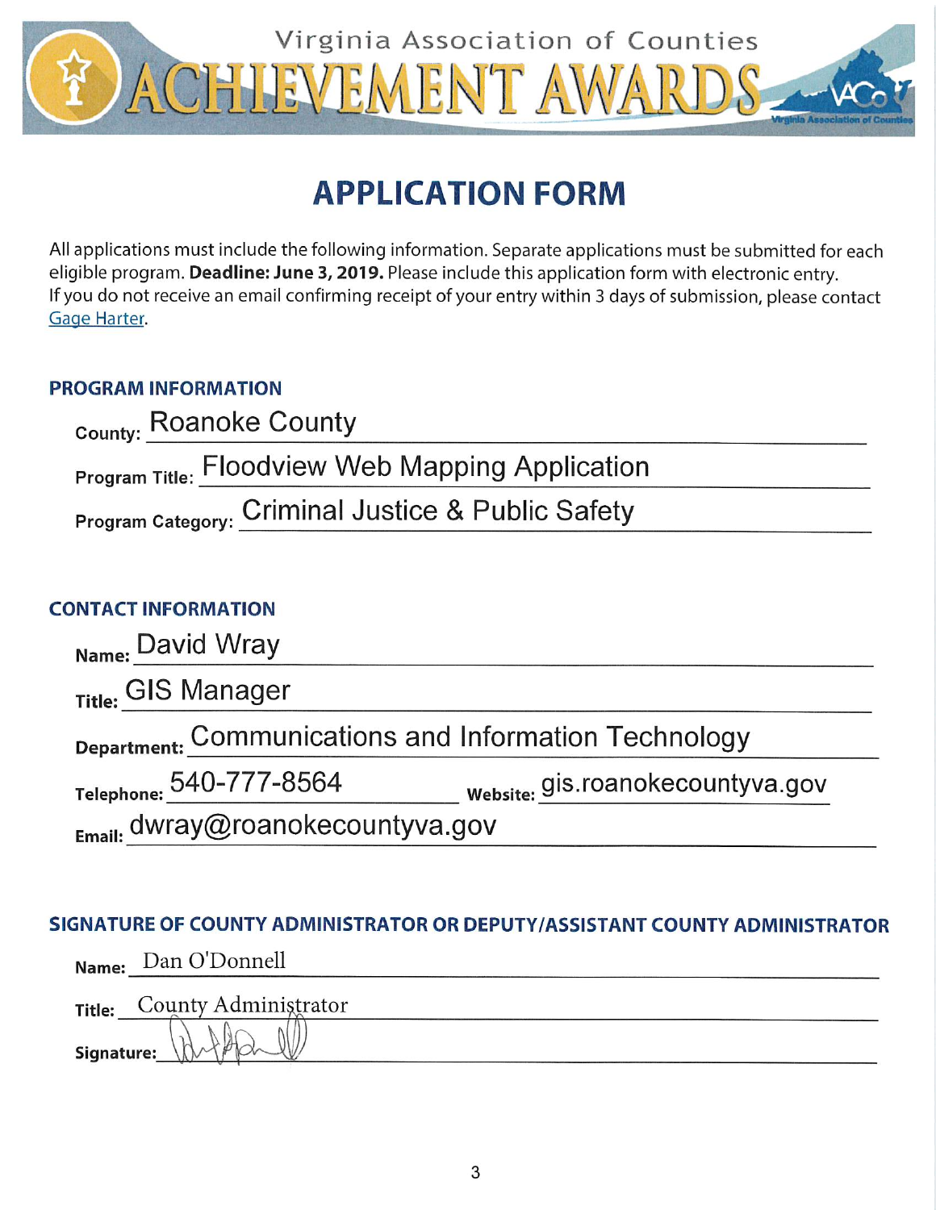# Virginia Association of Counties ACHIEVEMENT AWARDS

## APPLICATION FORM

All applications must include the following information. Separate applications must be submitted for each eligible program. **Deadline: June 3, 2019.** Please include this application form with electronic entry. If you do not receive an email confirming receipt of your entry within 3 days of submission, please contact Gage Harter.

### PROGRAM INFORMATION

**County:** Roanoke County

**Program Title:** Floodview Web Mapping Application

**Program Category:** Criminal Justice & Public Safety

### CONTACT INFORMATION

**Name:** David Wray

**Title:** GIS Manager

**Department:** Communications and Information Technology

**Telephone:** 540-777-8564 **Website:** gis.roanokecountyva.gov

**Email:** dwray@roanokecountyva.gov

### SIGNATURE OF COUNTY ADMINISTRATOR OR DEPUTY/ASSISTANT COUNTY ADMINISTRATOR

**Name:** Dan O'Donnell

**Title:** County Administrator

**Signature:** [signature]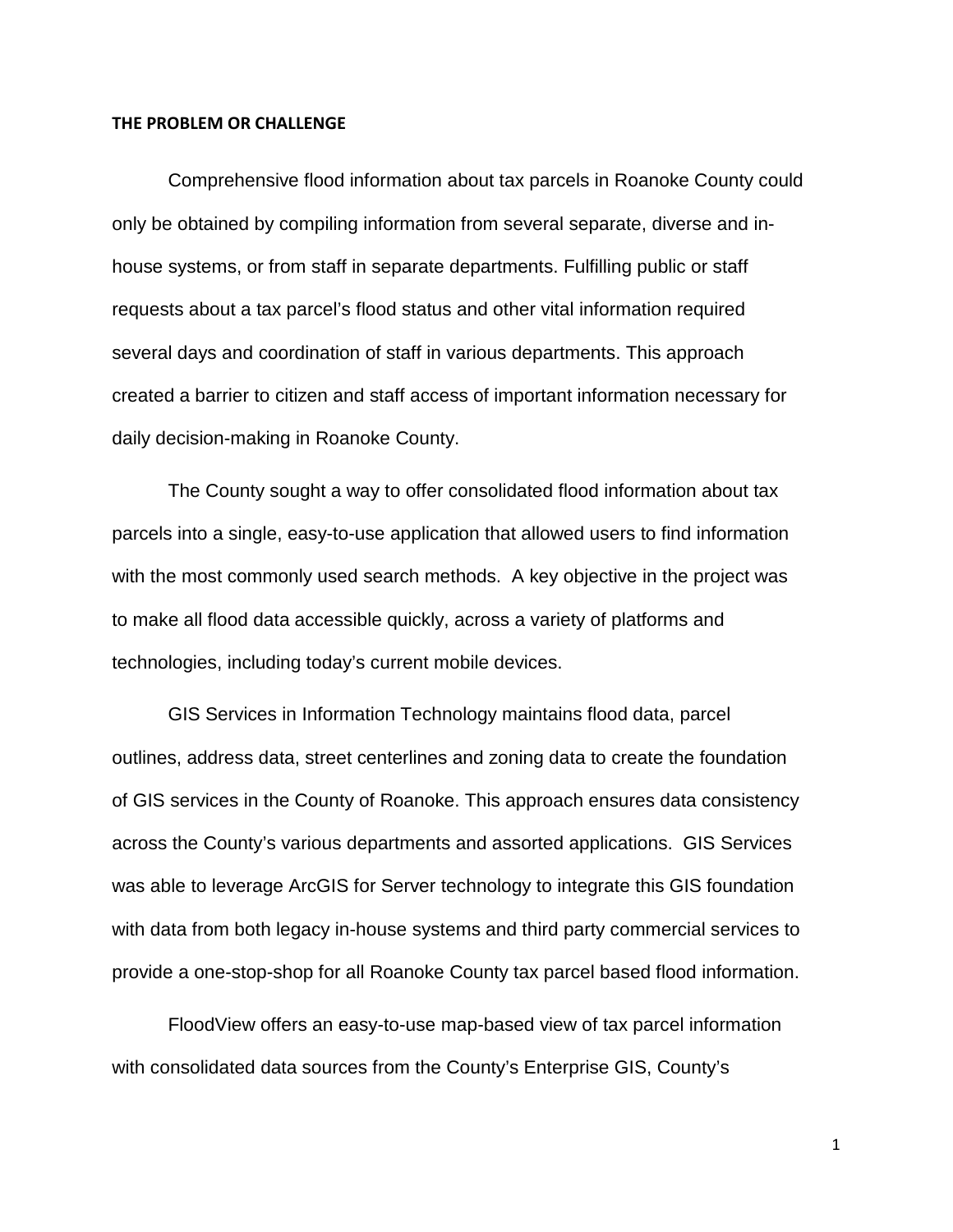## THE PROBLEM OR CHALLENGE

Comprehensive flood information about tax parcels in Roanoke County could only be obtained by compiling information from several separate, diverse and in-house systems, or from staff in separate departments. Fulfilling public or staff requests about a tax parcel's flood status and other vital information required several days and coordination of staff in various departments. This approach created a barrier to citizen and staff access of important information necessary for daily decision-making in Roanoke County.

The County sought a way to offer consolidated flood information about tax parcels into a single, easy-to-use application that allowed users to find information with the most commonly used search methods. A key objective in the project was to make all flood data accessible quickly, across a variety of platforms and technologies, including today's current mobile devices.

GIS Services in Information Technology maintains flood data, parcel outlines, address data, street centerlines and zoning data to create the foundation of GIS services in the County of Roanoke. This approach ensures data consistency across the County's various departments and assorted applications. GIS Services was able to leverage ArcGIS for Server technology to integrate this GIS foundation with data from both legacy in-house systems and third party commercial services to provide a one-stop-shop for all Roanoke County tax parcel based flood information.

FloodView offers an easy-to-use map-based view of tax parcel information with consolidated data sources from the County's Enterprise GIS, County's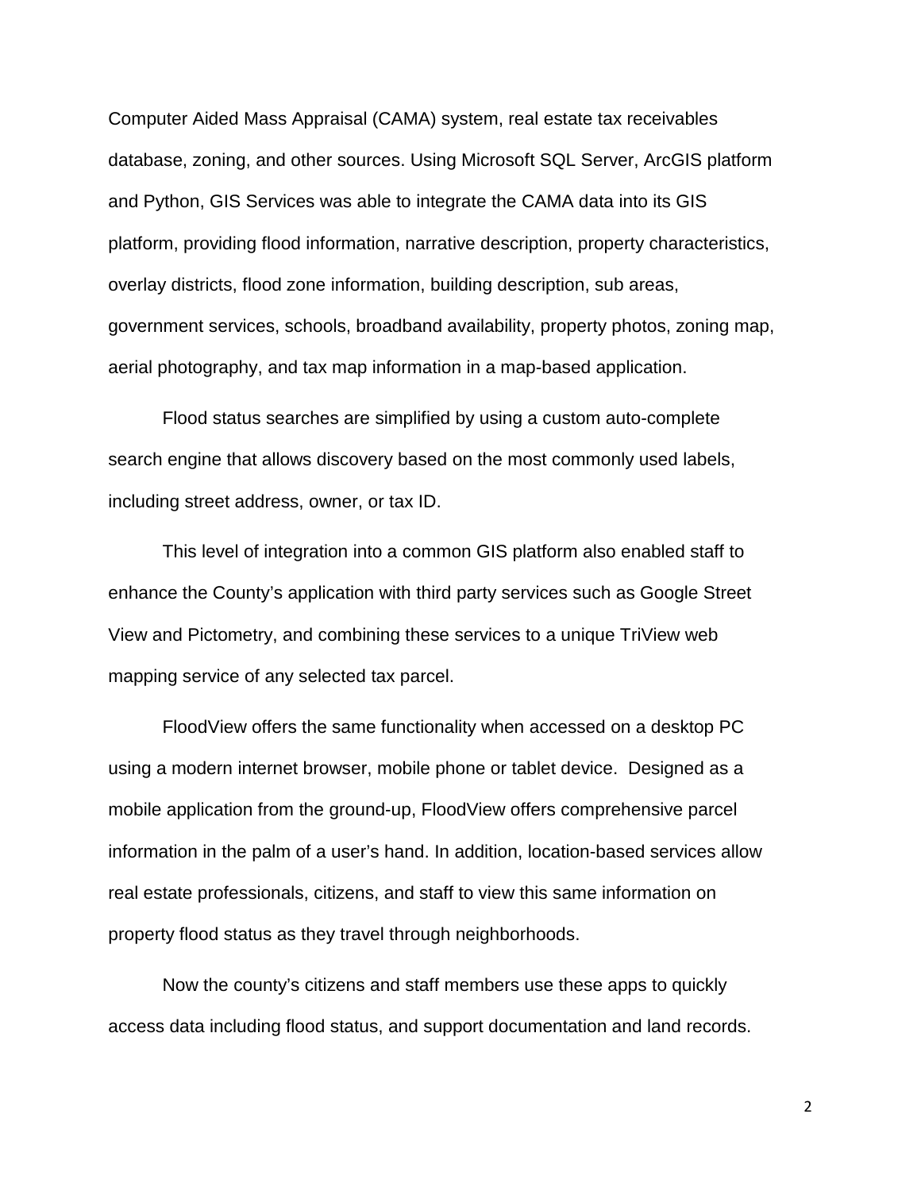Computer Aided Mass Appraisal (CAMA) system, real estate tax receivables database, zoning, and other sources. Using Microsoft SQL Server, ArcGIS platform and Python, GIS Services was able to integrate the CAMA data into its GIS platform, providing flood information, narrative description, property characteristics, overlay districts, flood zone information, building description, sub areas, government services, schools, broadband availability, property photos, zoning map, aerial photography, and tax map information in a map-based application.

Flood status searches are simplified by using a custom auto-complete search engine that allows discovery based on the most commonly used labels, including street address, owner, or tax ID.

This level of integration into a common GIS platform also enabled staff to enhance the County's application with third party services such as Google Street View and Pictometry, and combining these services to a unique TriView web mapping service of any selected tax parcel.

FloodView offers the same functionality when accessed on a desktop PC using a modern internet browser, mobile phone or tablet device. Designed as a mobile application from the ground-up, FloodView offers comprehensive parcel information in the palm of a user's hand. In addition, location-based services allow real estate professionals, citizens, and staff to view this same information on property flood status as they travel through neighborhoods.

Now the county's citizens and staff members use these apps to quickly access data including flood status, and support documentation and land records.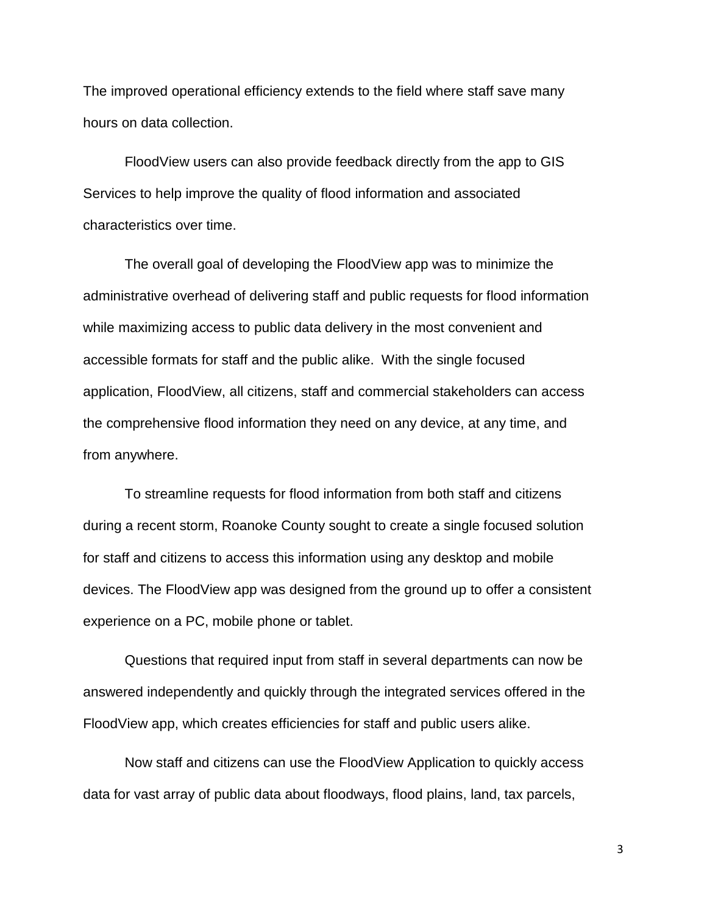The improved operational efficiency extends to the field where staff save many hours on data collection.

FloodView users can also provide feedback directly from the app to GIS Services to help improve the quality of flood information and associated characteristics over time.

The overall goal of developing the FloodView app was to minimize the administrative overhead of delivering staff and public requests for flood information while maximizing access to public data delivery in the most convenient and accessible formats for staff and the public alike. With the single focused application, FloodView, all citizens, staff and commercial stakeholders can access the comprehensive flood information they need on any device, at any time, and from anywhere.

To streamline requests for flood information from both staff and citizens during a recent storm, Roanoke County sought to create a single focused solution for staff and citizens to access this information using any desktop and mobile devices. The FloodView app was designed from the ground up to offer a consistent experience on a PC, mobile phone or tablet.

Questions that required input from staff in several departments can now be answered independently and quickly through the integrated services offered in the FloodView app, which creates efficiencies for staff and public users alike.

Now staff and citizens can use the FloodView Application to quickly access data for vast array of public data about floodways, flood plains, land, tax parcels,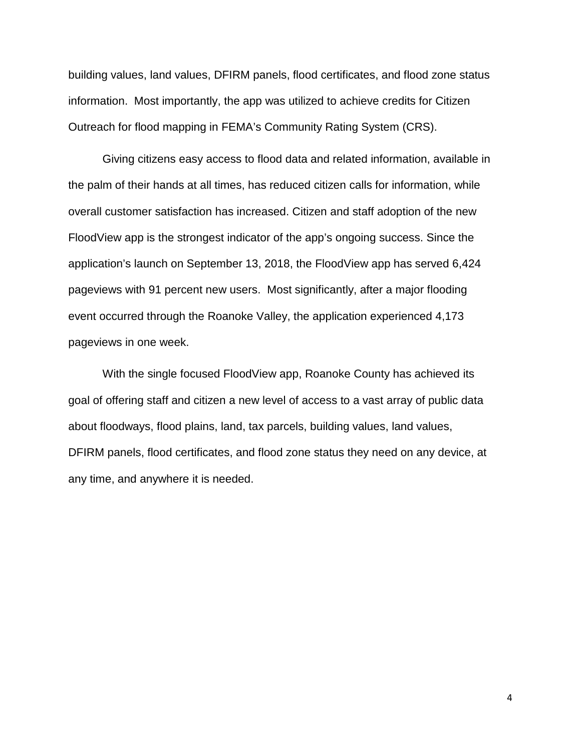building values, land values, DFIRM panels, flood certificates, and flood zone status information.  Most importantly, the app was utilized to achieve credits for Citizen Outreach for flood mapping in FEMA's Community Rating System (CRS).

Giving citizens easy access to flood data and related information, available in the palm of their hands at all times, has reduced citizen calls for information, while overall customer satisfaction has increased. Citizen and staff adoption of the new FloodView app is the strongest indicator of the app's ongoing success. Since the application's launch on September 13, 2018, the FloodView app has served 6,424 pageviews with 91 percent new users.  Most significantly, after a major flooding event occurred through the Roanoke Valley, the application experienced 4,173 pageviews in one week.

With the single focused FloodView app, Roanoke County has achieved its goal of offering staff and citizen a new level of access to a vast array of public data about floodways, flood plains, land, tax parcels, building values, land values, DFIRM panels, flood certificates, and flood zone status they need on any device, at any time, and anywhere it is needed.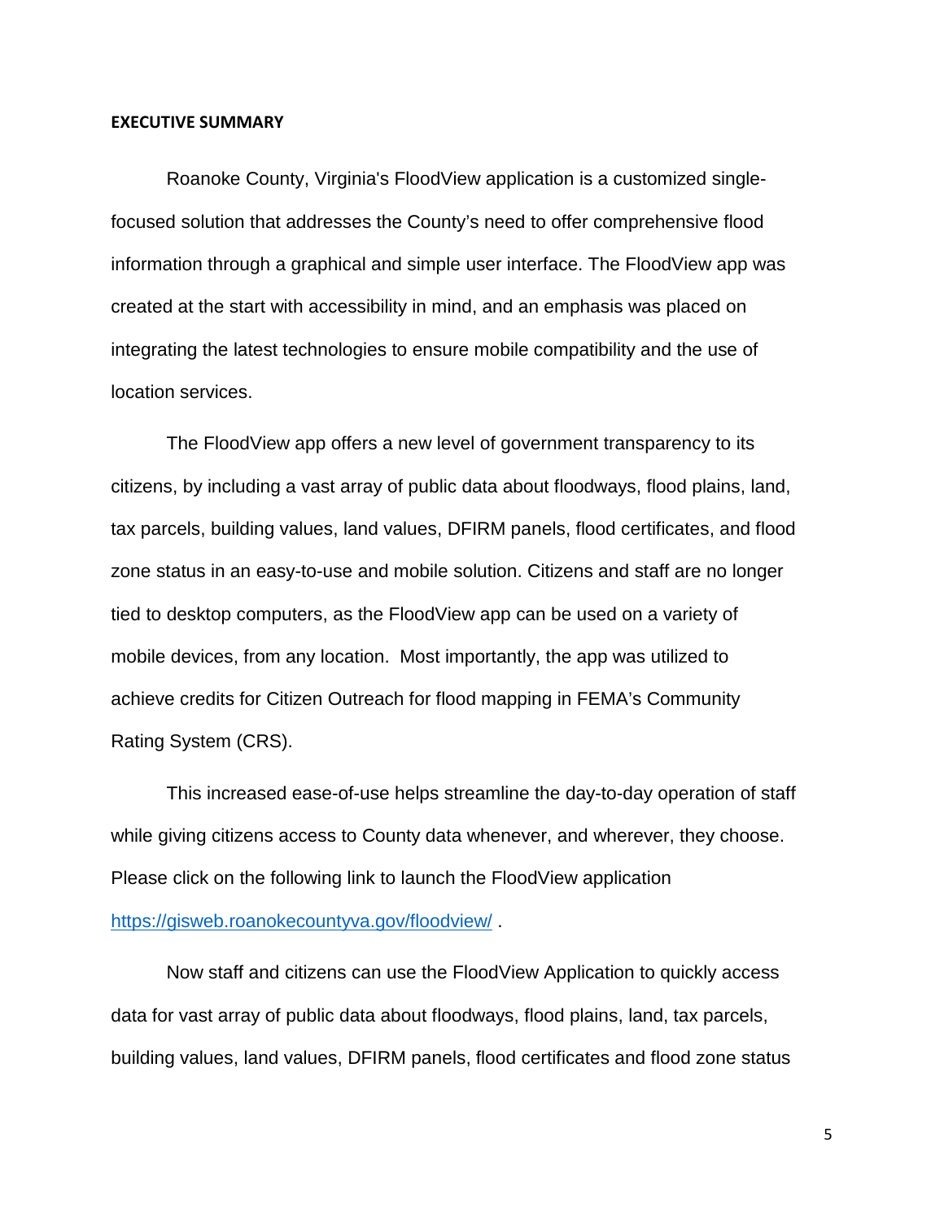**EXECUTIVE SUMMARY**

Roanoke County, Virginia's FloodView application is a customized single-focused solution that addresses the County's need to offer comprehensive flood information through a graphical and simple user interface. The FloodView app was created at the start with accessibility in mind, and an emphasis was placed on integrating the latest technologies to ensure mobile compatibility and the use of location services.

The FloodView app offers a new level of government transparency to its citizens, by including a vast array of public data about floodways, flood plains, land, tax parcels, building values, land values, DFIRM panels, flood certificates, and flood zone status in an easy-to-use and mobile solution. Citizens and staff are no longer tied to desktop computers, as the FloodView app can be used on a variety of mobile devices, from any location. Most importantly, the app was utilized to achieve credits for Citizen Outreach for flood mapping in FEMA's Community Rating System (CRS).

This increased ease-of-use helps streamline the day-to-day operation of staff while giving citizens access to County data whenever, and wherever, they choose. Please click on the following link to launch the FloodView application https://gisweb.roanokecountyva.gov/floodview/ .

Now staff and citizens can use the FloodView Application to quickly access data for vast array of public data about floodways, flood plains, land, tax parcels, building values, land values, DFIRM panels, flood certificates and flood zone status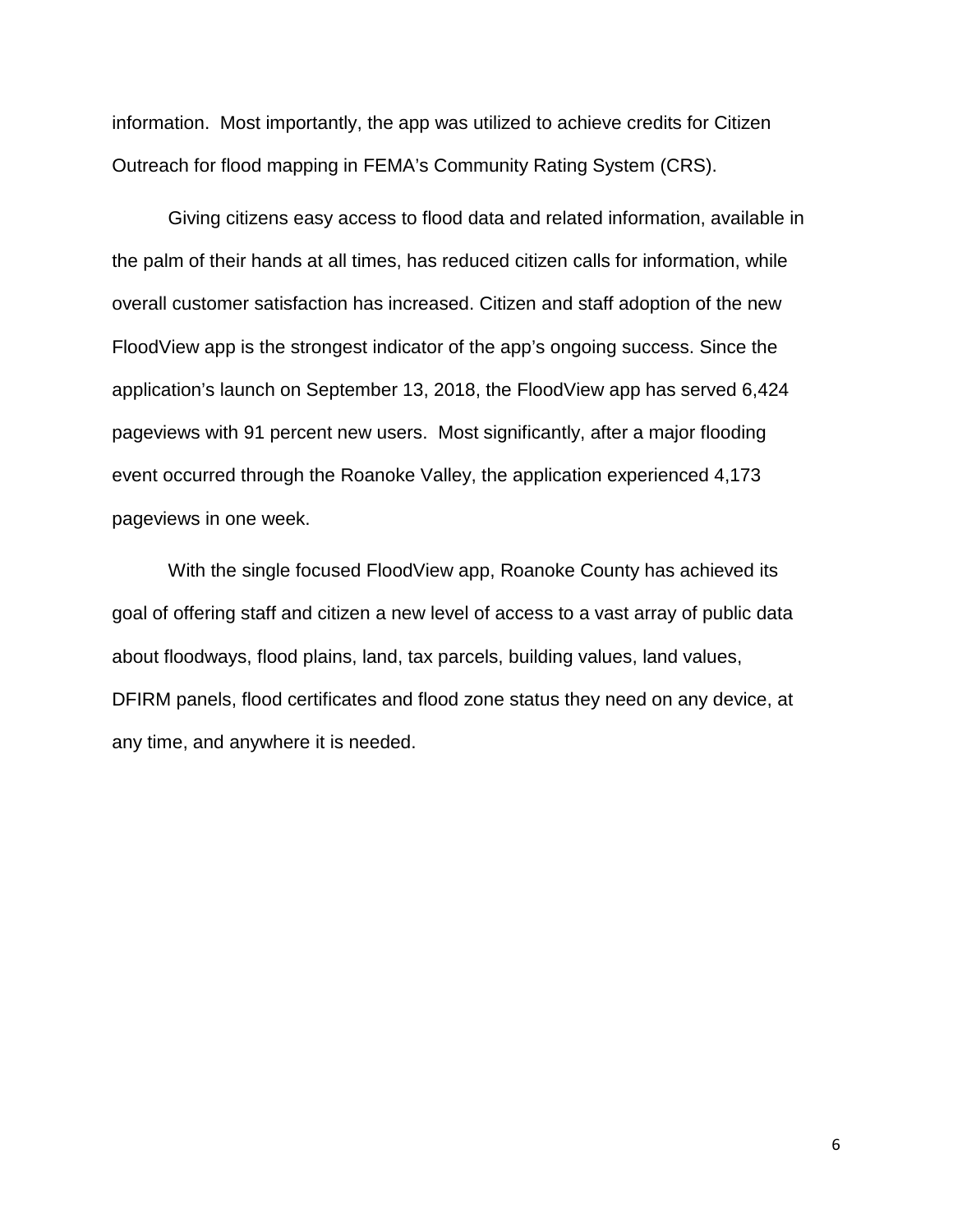information. Most importantly, the app was utilized to achieve credits for Citizen Outreach for flood mapping in FEMA's Community Rating System (CRS).

Giving citizens easy access to flood data and related information, available in the palm of their hands at all times, has reduced citizen calls for information, while overall customer satisfaction has increased. Citizen and staff adoption of the new FloodView app is the strongest indicator of the app's ongoing success. Since the application's launch on September 13, 2018, the FloodView app has served 6,424 pageviews with 91 percent new users. Most significantly, after a major flooding event occurred through the Roanoke Valley, the application experienced 4,173 pageviews in one week.

With the single focused FloodView app, Roanoke County has achieved its goal of offering staff and citizen a new level of access to a vast array of public data about floodways, flood plains, land, tax parcels, building values, land values, DFIRM panels, flood certificates and flood zone status they need on any device, at any time, and anywhere it is needed.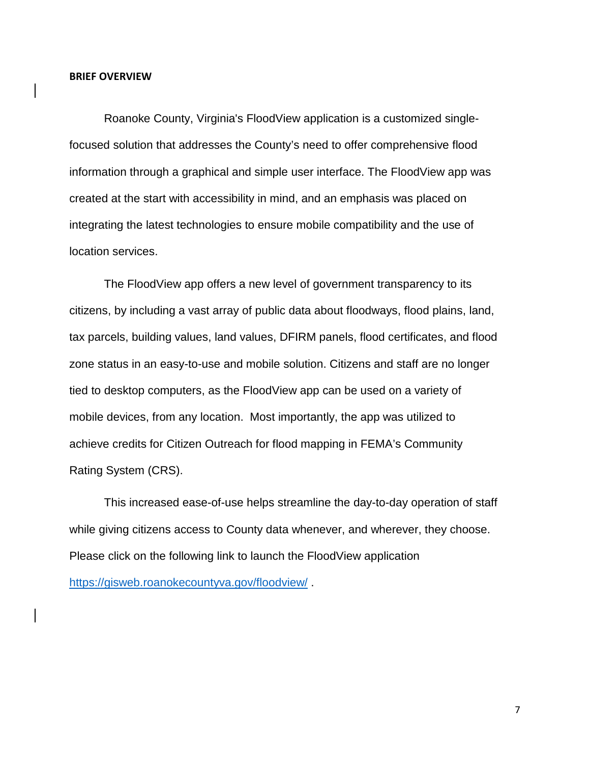## BRIEF OVERVIEW

Roanoke County, Virginia's FloodView application is a customized single-focused solution that addresses the County's need to offer comprehensive flood information through a graphical and simple user interface. The FloodView app was created at the start with accessibility in mind, and an emphasis was placed on integrating the latest technologies to ensure mobile compatibility and the use of location services.

The FloodView app offers a new level of government transparency to its citizens, by including a vast array of public data about floodways, flood plains, land, tax parcels, building values, land values, DFIRM panels, flood certificates, and flood zone status in an easy-to-use and mobile solution. Citizens and staff are no longer tied to desktop computers, as the FloodView app can be used on a variety of mobile devices, from any location. Most importantly, the app was utilized to achieve credits for Citizen Outreach for flood mapping in FEMA's Community Rating System (CRS).

This increased ease-of-use helps streamline the day-to-day operation of staff while giving citizens access to County data whenever, and wherever, they choose. Please click on the following link to launch the FloodView application [https://gisweb.roanokecountyva.gov/floodview/](https://gisweb.roanokecountyva.gov/floodview/) .